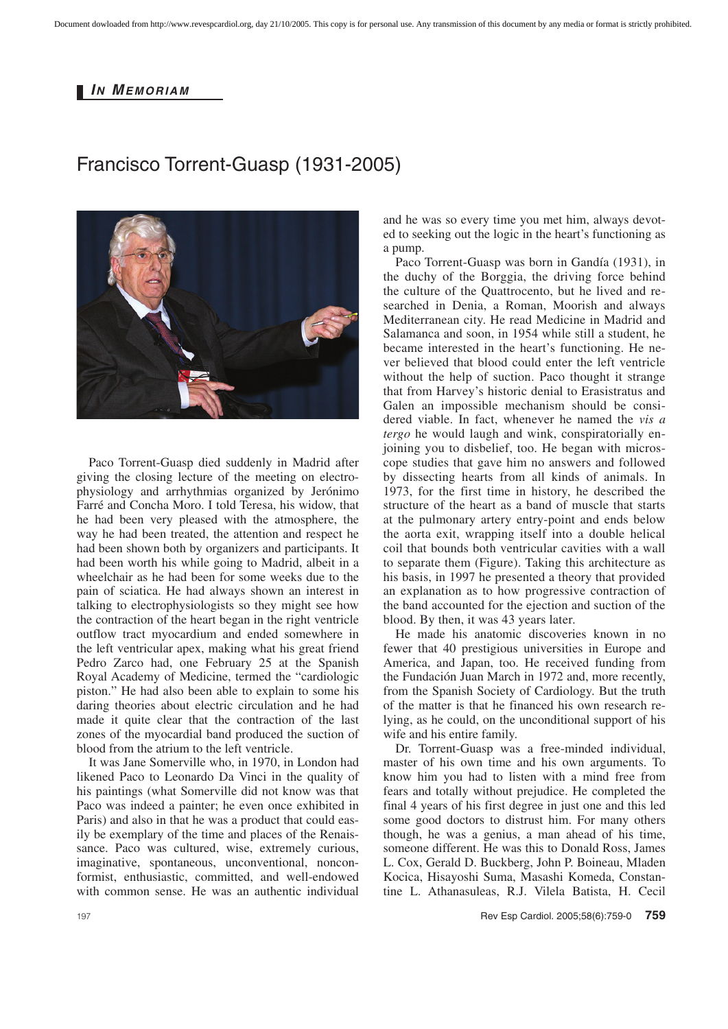## *In Memoriam*

# Francisco Torrent-Guasp (1931-2005)

Paco Torrent-Guasp died suddenly in Madrid after giving the closing lecture of the meeting on electrophysiology and arrhythmias organized by Jerónimo Farré and Concha Moro. I told Teresa, his widow, that he had been very pleased with the atmosphere, the way he had been treated, the attention and respect he had been shown both by organizers and participants. It had been worth his while going to Madrid, albeit in a wheelchair as he had been for some weeks due to the pain of sciatica. He had always shown an interest in talking to electrophysiologists so they might see how the contraction of the heart began in the right ventricle outflow tract myocardium and ended somewhere in the left ventricular apex, making what his great friend Pedro Zarco had, one February 25 at the Spanish Royal Academy of Medicine, termed the "cardiologic piston." He had also been able to explain to some his daring theories about electric circulation and he had made it quite clear that the contraction of the last zones of the myocardial band produced the suction of blood from the atrium to the left ventricle.

It was Jane Somerville who, in 1970, in London had likened Paco to Leonardo Da Vinci in the quality of his paintings (what Somerville did not know was that Paco was indeed a painter; he even once exhibited in Paris) and also in that he was a product that could easily be exemplary of the time and places of the Renaissance. Paco was cultured, wise, extremely curious, imaginative, spontaneous, unconventional, nonconformist, enthusiastic, committed, and well-endowed with common sense. He was an authentic individual and he was so every time you met him, always devoted to seeking out the logic in the heart's functioning as a pump.

Paco Torrent-Guasp was born in Gandía (1931), in the duchy of the Borggia, the driving force behind the culture of the Quattrocento, but he lived and researched in Denia, a Roman, Moorish and always Mediterranean city. He read Medicine in Madrid and Salamanca and soon, in 1954 while still a student, he became interested in the heart's functioning. He never believed that blood could enter the left ventricle without the help of suction. Paco thought it strange that from Harvey's historic denial to Erasistratus and Galen an impossible mechanism should be considered viable. In fact, whenever he named the *vis a tergo* he would laugh and wink, conspiratorially enjoining you to disbelief, too. He began with microscope studies that gave him no answers and followed by dissecting hearts from all kinds of animals. In 1973, for the first time in history, he described the structure of the heart as a band of muscle that starts at the pulmonary artery entry-point and ends below the aorta exit, wrapping itself into a double helical coil that bounds both ventricular cavities with a wall to separate them (Figure). Taking this architecture as his basis, in 1997 he presented a theory that provided an explanation as to how progressive contraction of the band accounted for the ejection and suction of the blood. By then, it was 43 years later.

He made his anatomic discoveries known in no fewer that 40 prestigious universities in Europe and America, and Japan, too. He received funding from the Fundación Juan March in 1972 and, more recently, from the Spanish Society of Cardiology. But the truth of the matter is that he financed his own research relying, as he could, on the unconditional support of his wife and his entire family.

Dr. Torrent-Guasp was a free-minded individual, master of his own time and his own arguments. To know him you had to listen with a mind free from fears and totally without prejudice. He completed the final 4 years of his first degree in just one and this led some good doctors to distrust him. For many others though, he was a genius, a man ahead of his time, someone different. He was this to Donald Ross, James L. Cox, Gerald D. Buckberg, John P. Boineau, Mladen Kocica, Hisayoshi Suma, Masashi Komeda, Constantine L. Athanasuleas, R.J. Vilela Batista, H. Cecil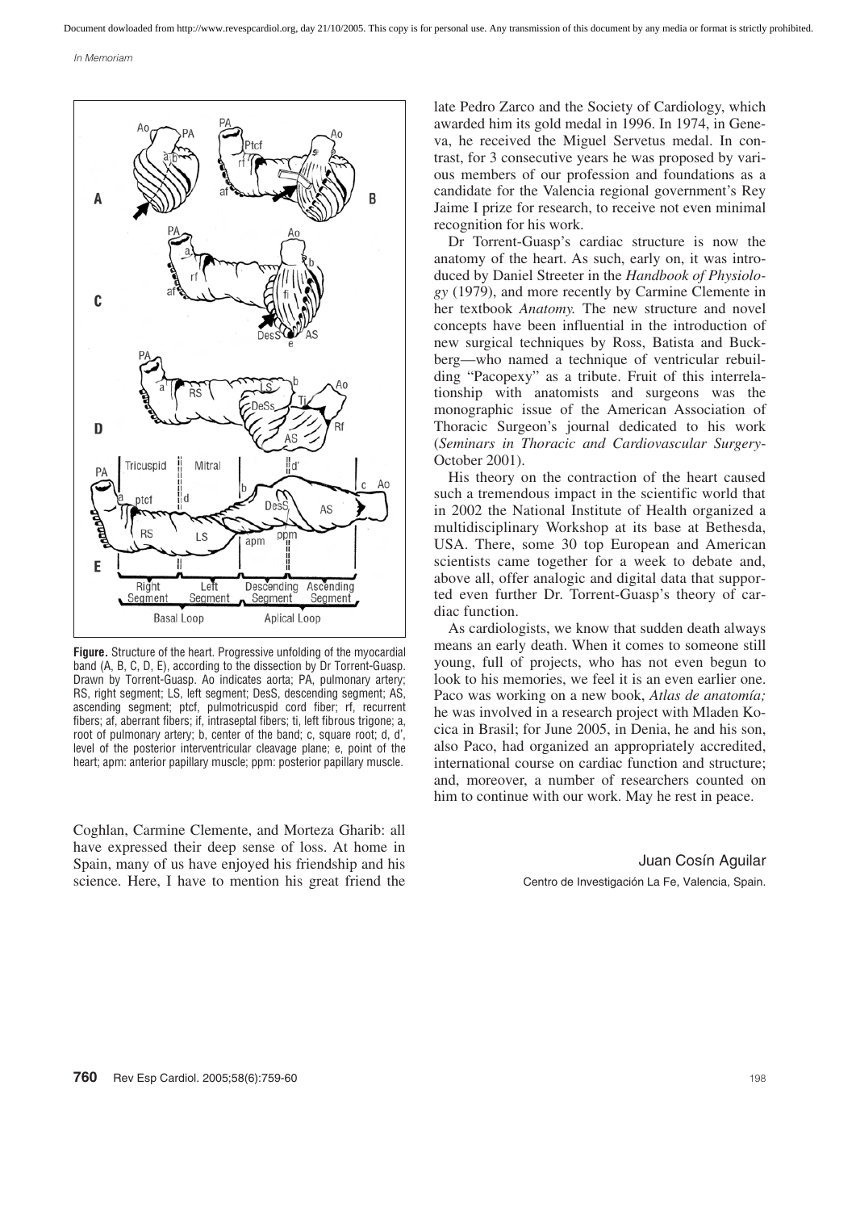**Figure.** Structure of the heart. Progressive unfolding of the myocardial band (A, B, C, D, E), according to the dissection by Dr Torrent-Guasp. Drawn by Torrent-Guasp. Ao indicates aorta; PA, pulmonary artery; RS, right segment; LS, left segment; DesS, descending segment; AS, ascending segment; ptcf, pulmotricuspid cord fiber; rf, recurrent fibers; af, aberrant fibers; if, intraseptal fibers; ti, left fibrous trigone; a, root of pulmonary artery; b, center of the band; c, square root; d, d', level of the posterior interventricular cleavage plane; e, point of the heart; apm: anterior papillary muscle; ppm: posterior papillary muscle.

Coghlan, Carmine Clemente, and Morteza Gharib: all have expressed their deep sense of loss. At home in Spain, many of us have enjoyed his friendship and his science. Here, I have to mention his great friend the late Pedro Zarco and the Society of Cardiology, which awarded him its gold medal in 1996. In 1974, in Geneva, he received the Miguel Servetus medal. In contrast, for 3 consecutive years he was proposed by various members of our profession and foundations as a candidate for the Valencia regional government's Rey Jaime I prize for research, to receive not even minimal recognition for his work.

Dr Torrent-Guasp's cardiac structure is now the anatomy of the heart. As such, early on, it was introduced by Daniel Streeter in the *Handbook of Physiology* (1979), and more recently by Carmine Clemente in her textbook *Anatomy.* The new structure and novel concepts have been influential in the introduction of new surgical techniques by Ross, Batista and Buckberg—who named a technique of ventricular rebuilding "Pacopexy" as a tribute. Fruit of this interrelationship with anatomists and surgeons was the monographic issue of the American Association of Thoracic Surgeon's journal dedicated to his work (*Seminars in Thoracic and Cardiovascular Surgery*-October 2001).

His theory on the contraction of the heart caused such a tremendous impact in the scientific world that in 2002 the National Institute of Health organized a multidisciplinary Workshop at its base at Bethesda, USA. There, some 30 top European and American scientists came together for a week to debate and, above all, offer analogic and digital data that supported even further Dr. Torrent-Guasp's theory of cardiac function.

As cardiologists, we know that sudden death always means an early death. When it comes to someone still young, full of projects, who has not even begun to look to his memories, we feel it is an even earlier one. Paco was working on a new book, *Atlas de anatomía;* he was involved in a research project with Mladen Kocica in Brasil; for June 2005, in Denia, he and his son, also Paco, had organized an appropriately accredited, international course on cardiac function and structure; and, moreover, a number of researchers counted on him to continue with our work. May he rest in peace.

Juan Cosín Aguilar
Centro de Investigación La Fe, Valencia, Spain.